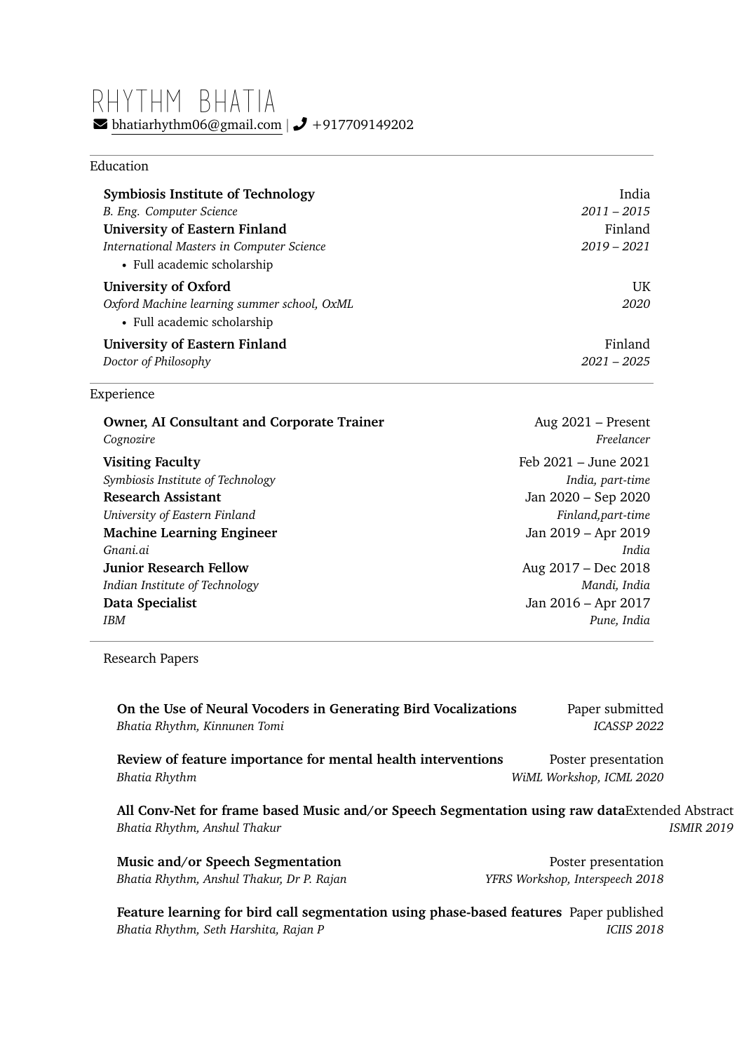# RHYTHM BHATIA

bhatiarhythm06@gmail.com | +917709149202

## Education

**Symbiosis Institute of Technology** — India
*B. Eng. Computer Science* — *2011 – 2015*

**University of Eastern Finland** — Finland
*International Masters in Computer Science* — *2019 – 2021*

- Full academic scholarship

**University of Oxford** — UK
*Oxford Machine learning summer school, OxML* — *2020*

- Full academic scholarship

**University of Eastern Finland** — Finland
*Doctor of Philosophy* — *2021 – 2025*

## Experience

**Owner, AI Consultant and Corporate Trainer** — Aug 2021 – Present
*Cognozire* — *Freelancer*

**Visiting Faculty** — Feb 2021 – June 2021
*Symbiosis Institute of Technology* — *India, part-time*

**Research Assistant** — Jan 2020 – Sep 2020
*University of Eastern Finland* — *Finland,part-time*

**Machine Learning Engineer** — Jan 2019 – Apr 2019
*Gnani.ai* — *India*

**Junior Research Fellow** — Aug 2017 – Dec 2018
*Indian Institute of Technology* — *Mandi, India*

**Data Specialist** — Jan 2016 – Apr 2017
*IBM* — *Pune, India*

## Research Papers

**On the Use of Neural Vocoders in Generating Bird Vocalizations** — Paper submitted
*Bhatia Rhythm, Kinnunen Tomi* — *ICASSP 2022*

**Review of feature importance for mental health interventions** — Poster presentation
*Bhatia Rhythm* — *WiML Workshop, ICML 2020*

**All Conv-Net for frame based Music and/or Speech Segmentation using raw data** — Extended Abstract
*Bhatia Rhythm, Anshul Thakur* — *ISMIR 2019*

**Music and/or Speech Segmentation** — Poster presentation
*Bhatia Rhythm, Anshul Thakur, Dr P. Rajan* — *YFRS Workshop, Interspeech 2018*

**Feature learning for bird call segmentation using phase-based features** — Paper published
*Bhatia Rhythm, Seth Harshita, Rajan P* — *ICIIS 2018*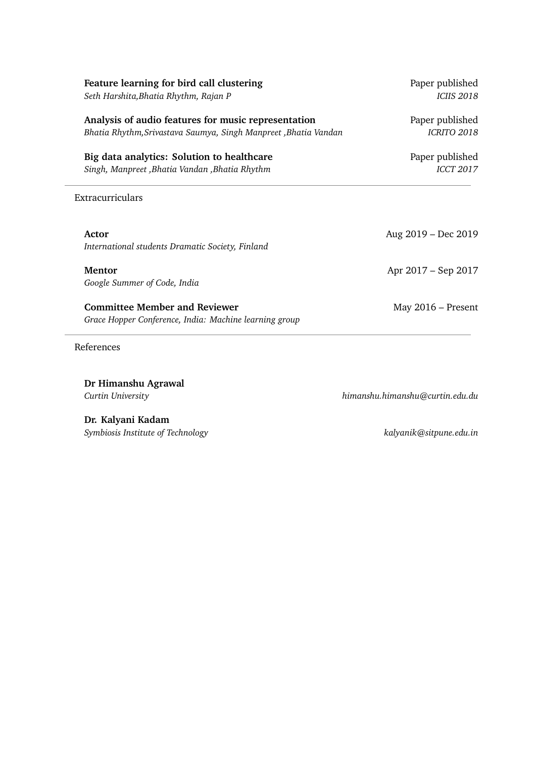**Feature learning for bird call clustering** — Paper published
*Seth Harshita,Bhatia Rhythm, Rajan P* — *ICIIS 2018*

**Analysis of audio features for music representation** — Paper published
*Bhatia Rhythm,Srivastava Saumya, Singh Manpreet ,Bhatia Vandan* — *ICRITO 2018*

**Big data analytics: Solution to healthcare** — Paper published
*Singh, Manpreet ,Bhatia Vandan ,Bhatia Rhythm* — *ICCT 2017*

---

## Extracurriculars

**Actor** — Aug 2019 – Dec 2019
*International students Dramatic Society, Finland*

**Mentor** — Apr 2017 – Sep 2017
*Google Summer of Code, India*

**Committee Member and Reviewer** — May 2016 – Present
*Grace Hopper Conference, India: Machine learning group*

---

## References

**Dr Himanshu Agrawal**
*Curtin University* — *himanshu.himanshu@curtin.edu.du*

**Dr. Kalyani Kadam**
*Symbiosis Institute of Technology* — *kalyanik@sitpune.edu.in*